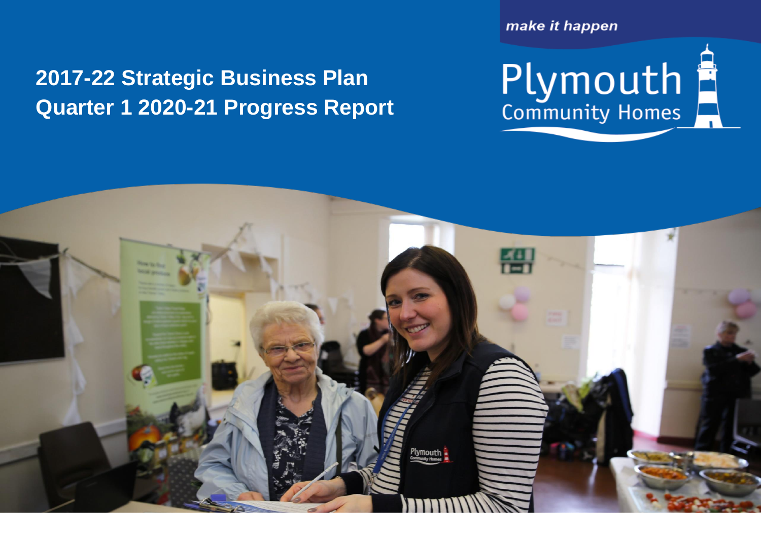make it happen

Plymouth Community Homes

# 2017-22 Strategic Business Plan
# Quarter 1 2020-21 Progress Report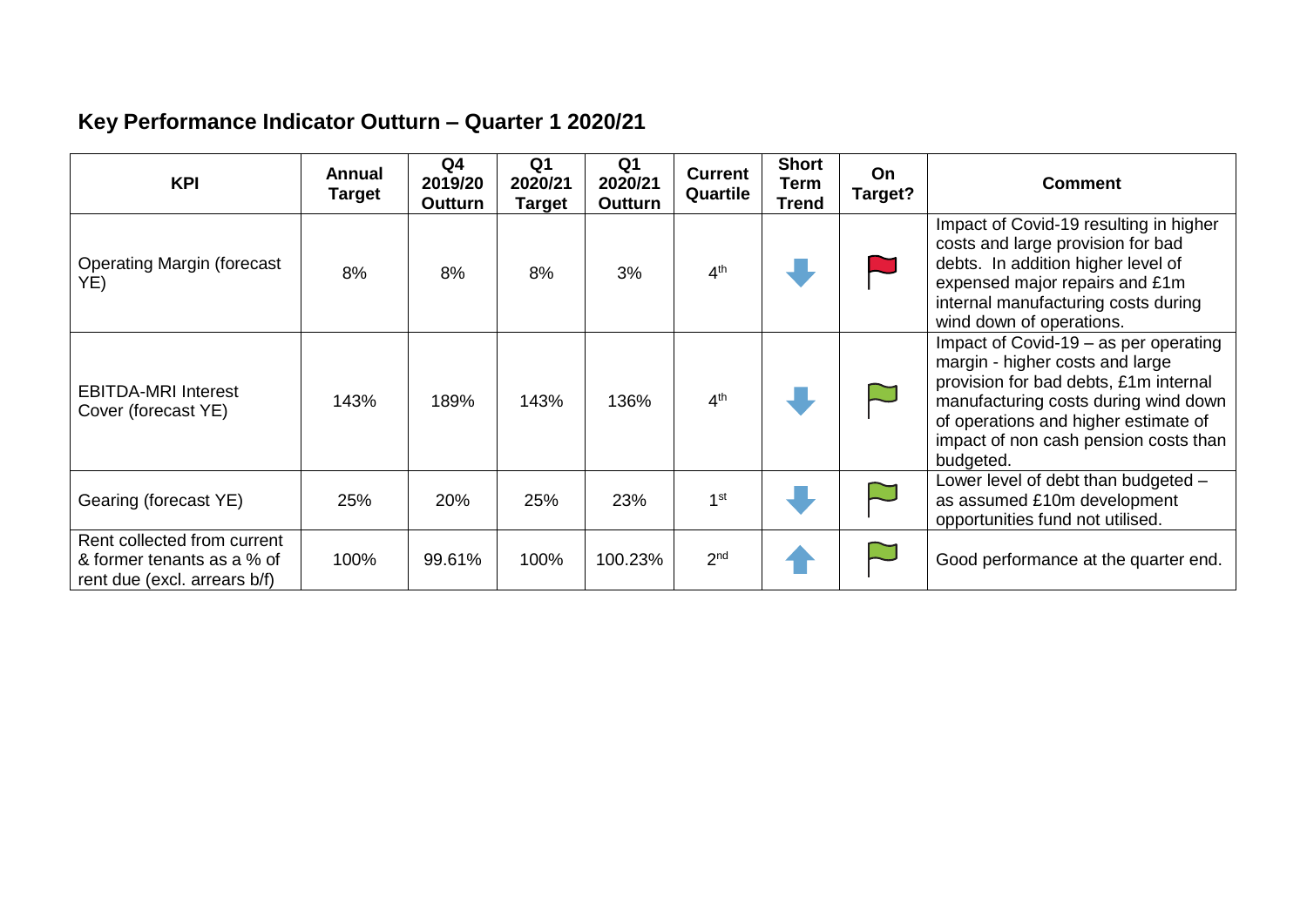## Key Performance Indicator Outturn – Quarter 1 2020/21

| KPI | Annual Target | Q4 2019/20 Outturn | Q1 2020/21 Target | Q1 2020/21 Outturn | Current Quartile | Short Term Trend | On Target? | Comment |
|---|---|---|---|---|---|---|---|---|
| Operating Margin (forecast YE) | 8% | 8% | 8% | 3% | 4th | ↓ | Red flag | Impact of Covid-19 resulting in higher costs and large provision for bad debts. In addition higher level of expensed major repairs and £1m internal manufacturing costs during wind down of operations. |
| EBITDA-MRI Interest Cover (forecast YE) | 143% | 189% | 143% | 136% | 4th | ↓ | Green flag | Impact of Covid-19 – as per operating margin - higher costs and large provision for bad debts, £1m internal manufacturing costs during wind down of operations and higher estimate of impact of non cash pension costs than budgeted. |
| Gearing (forecast YE) | 25% | 20% | 25% | 23% | 1st | ↓ | Green flag | Lower level of debt than budgeted – as assumed £10m development opportunities fund not utilised. |
| Rent collected from current & former tenants as a % of rent due (excl. arrears b/f) | 100% | 99.61% | 100% | 100.23% | 2nd | ↑ | Green flag | Good performance at the quarter end. |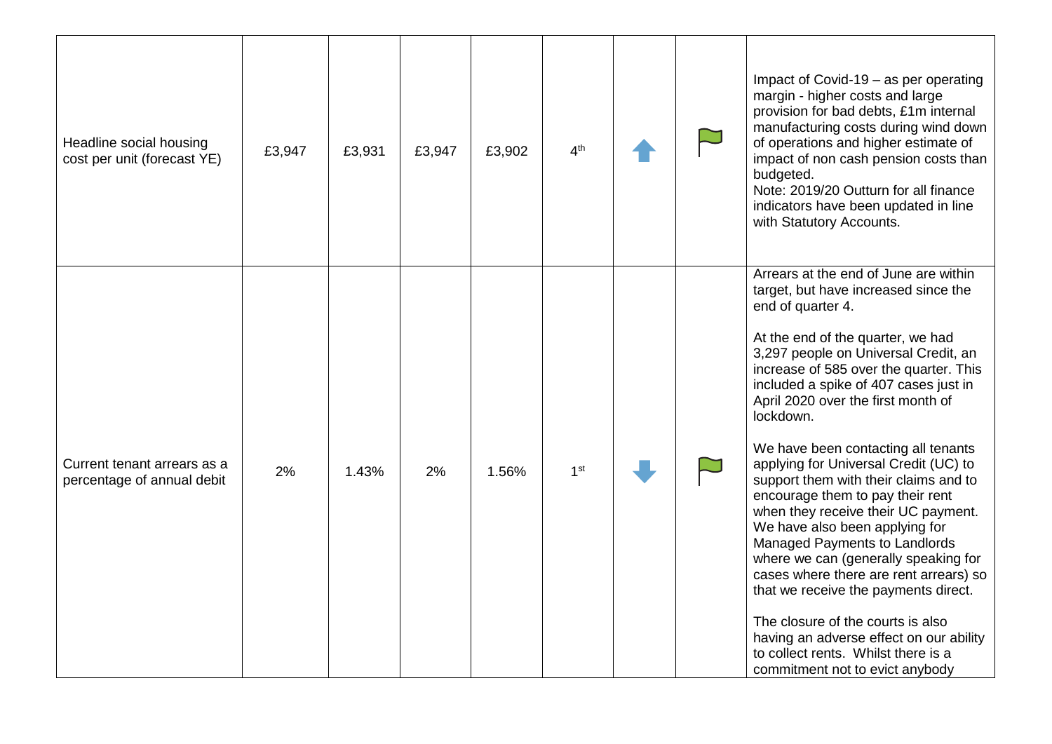| | | | | | | | | |
|---|---|---|---|---|---|---|---|---|
| Headline social housing cost per unit (forecast YE) | £3,947 | £3,931 | £3,947 | £3,902 | 4th | ⬆ | 🏳 | Impact of Covid-19 – as per operating margin - higher costs and large provision for bad debts, £1m internal manufacturing costs during wind down of operations and higher estimate of impact of non cash pension costs than budgeted.<br>Note: 2019/20 Outturn for all finance indicators have been updated in line with Statutory Accounts. |
| Current tenant arrears as a percentage of annual debit | 2% | 1.43% | 2% | 1.56% | 1st | ⬇ | 🏳 | Arrears at the end of June are within target, but have increased since the end of quarter 4.<br><br>At the end of the quarter, we had 3,297 people on Universal Credit, an increase of 585 over the quarter. This included a spike of 407 cases just in April 2020 over the first month of lockdown.<br><br>We have been contacting all tenants applying for Universal Credit (UC) to support them with their claims and to encourage them to pay their rent when they receive their UC payment. We have also been applying for Managed Payments to Landlords where we can (generally speaking for cases where there are rent arrears) so that we receive the payments direct.<br><br>The closure of the courts is also having an adverse effect on our ability to collect rents. Whilst there is a commitment not to evict anybody |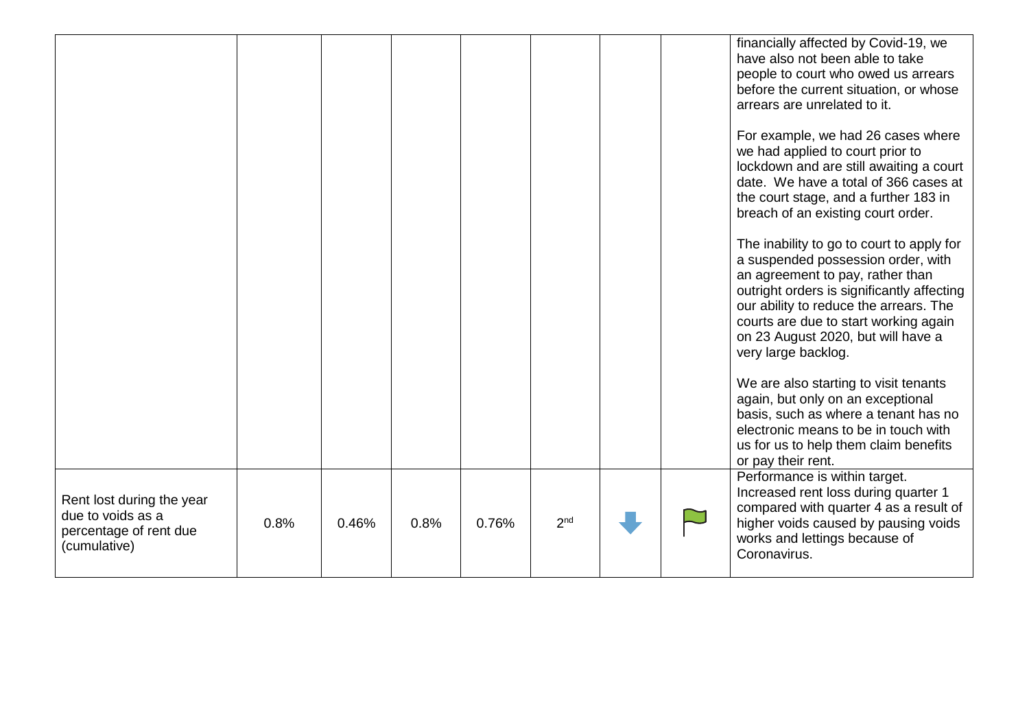| | | | | | | | | |
|---|---|---|---|---|---|---|---|---|
| | | | | | | | | financially affected by Covid-19, we have also not been able to take people to court who owed us arrears before the current situation, or whose arrears are unrelated to it.<br><br>For example, we had 26 cases where we had applied to court prior to lockdown and are still awaiting a court date. We have a total of 366 cases at the court stage, and a further 183 in breach of an existing court order.<br><br>The inability to go to court to apply for a suspended possession order, with an agreement to pay, rather than outright orders is significantly affecting our ability to reduce the arrears. The courts are due to start working again on 23 August 2020, but will have a very large backlog.<br><br>We are also starting to visit tenants again, but only on an exceptional basis, such as where a tenant has no electronic means to be in touch with us for us to help them claim benefits or pay their rent. |
| Rent lost during the year due to voids as a percentage of rent due (cumulative) | 0.8% | 0.46% | 0.8% | 0.76% | 2nd | ⬇ | 🏳 (green flag) | Performance is within target. Increased rent loss during quarter 1 compared with quarter 4 as a result of higher voids caused by pausing voids works and lettings because of Coronavirus. |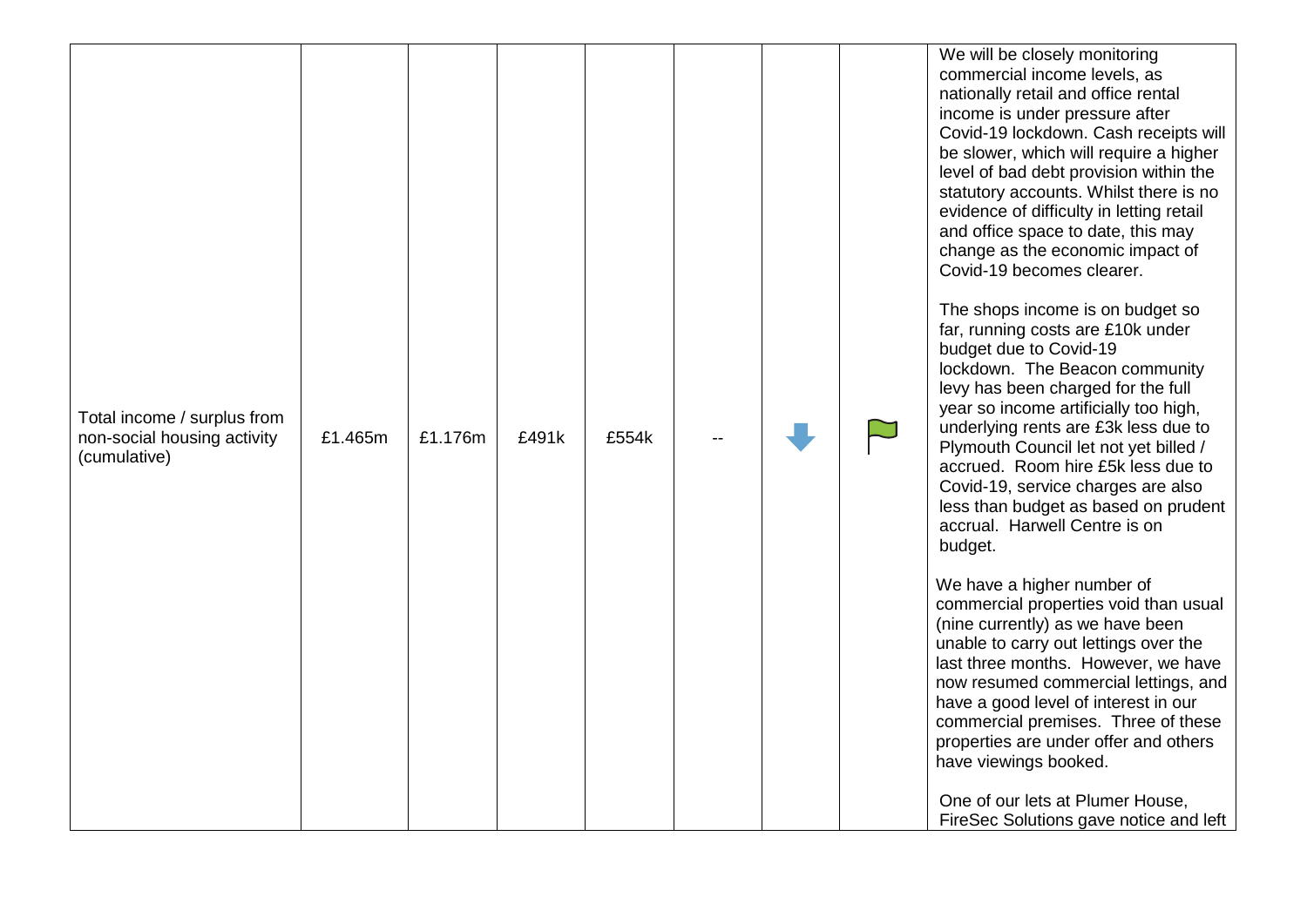| | | | | | | | | |
|---|---|---|---|---|---|---|---|---|
| Total income / surplus from non-social housing activity (cumulative) | £1.465m | £1.176m | £491k | £554k | -- | ⬇ | 🏳 | We will be closely monitoring commercial income levels, as nationally retail and office rental income is under pressure after Covid-19 lockdown. Cash receipts will be slower, which will require a higher level of bad debt provision within the statutory accounts. Whilst there is no evidence of difficulty in letting retail and office space to date, this may change as the economic impact of Covid-19 becomes clearer.<br><br>The shops income is on budget so far, running costs are £10k under budget due to Covid-19 lockdown. The Beacon community levy has been charged for the full year so income artificially too high, underlying rents are £3k less due to Plymouth Council let not yet billed / accrued. Room hire £5k less due to Covid-19, service charges are also less than budget as based on prudent accrual. Harwell Centre is on budget.<br><br>We have a higher number of commercial properties void than usual (nine currently) as we have been unable to carry out lettings over the last three months. However, we have now resumed commercial lettings, and have a good level of interest in our commercial premises. Three of these properties are under offer and others have viewings booked.<br><br>One of our lets at Plumer House, FireSec Solutions gave notice and left |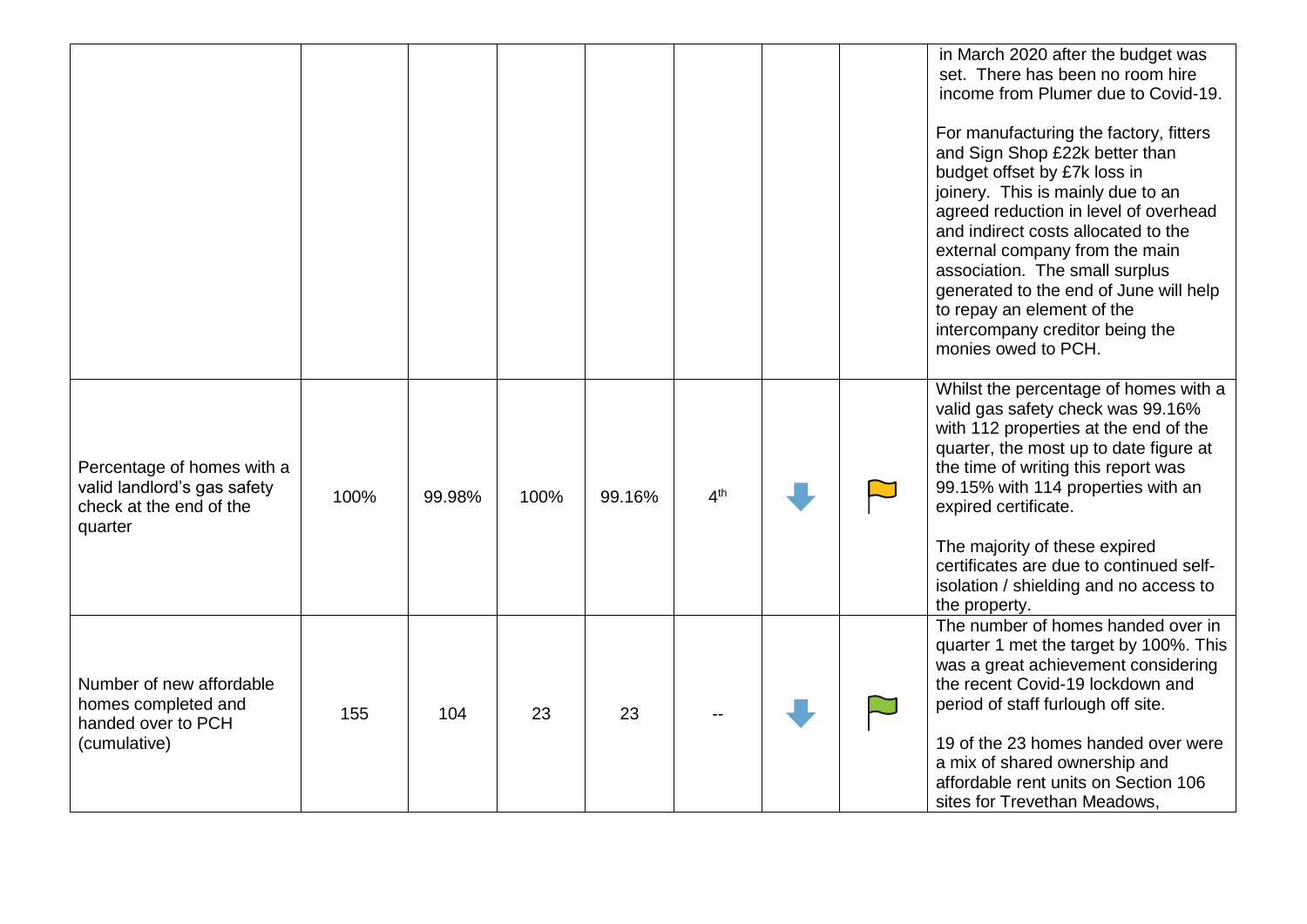| | | | | | | | | |
|---|---|---|---|---|---|---|---|---|
| | | | | | | | | in March 2020 after the budget was set. There has been no room hire income from Plumer due to Covid-19.<br><br>For manufacturing the factory, fitters and Sign Shop £22k better than budget offset by £7k loss in joinery. This is mainly due to an agreed reduction in level of overhead and indirect costs allocated to the external company from the main association. The small surplus generated to the end of June will help to repay an element of the intercompany creditor being the monies owed to PCH. |
| Percentage of homes with a valid landlord's gas safety check at the end of the quarter | 100% | 99.98% | 100% | 99.16% | 4th | ⬇ | Amber flag | Whilst the percentage of homes with a valid gas safety check was 99.16% with 112 properties at the end of the quarter, the most up to date figure at the time of writing this report was 99.15% with 114 properties with an expired certificate.<br><br>The majority of these expired certificates are due to continued self-isolation / shielding and no access to the property. |
| Number of new affordable homes completed and handed over to PCH (cumulative) | 155 | 104 | 23 | 23 | -- | ⬇ | Green flag | The number of homes handed over in quarter 1 met the target by 100%. This was a great achievement considering the recent Covid-19 lockdown and period of staff furlough off site.<br><br>19 of the 23 homes handed over were a mix of shared ownership and affordable rent units on Section 106 sites for Trevethan Meadows, |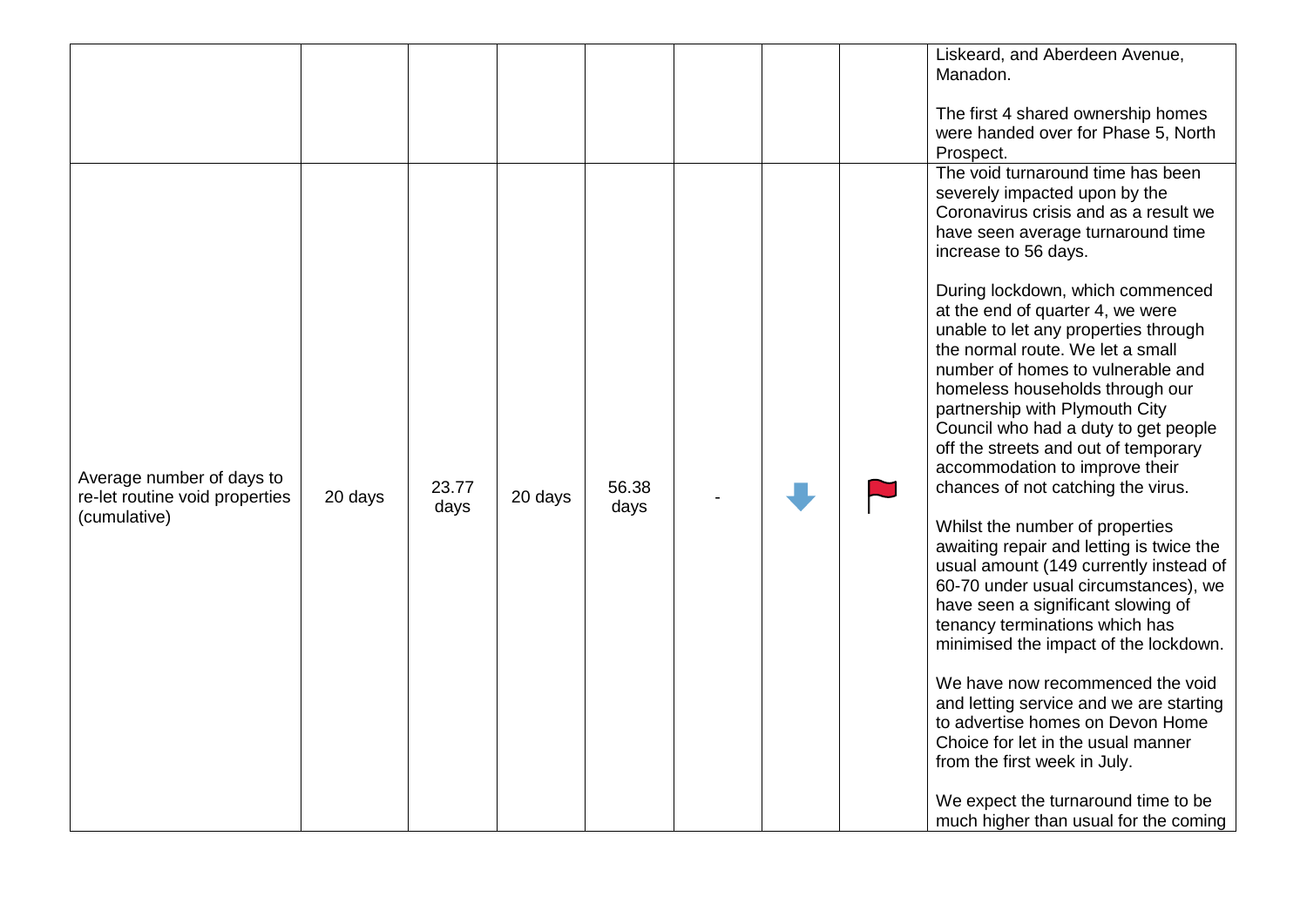| | | | | | | | | |
|---|---|---|---|---|---|---|---|---|
| | | | | | | | | Liskeard, and Aberdeen Avenue, Manadon.<br><br>The first 4 shared ownership homes were handed over for Phase 5, North Prospect. |
| Average number of days to re-let routine void properties (cumulative) | 20 days | 23.77 days | 20 days | 56.38 days | - | ⬇ | 🚩 | The void turnaround time has been severely impacted upon by the Coronavirus crisis and as a result we have seen average turnaround time increase to 56 days.<br><br>During lockdown, which commenced at the end of quarter 4, we were unable to let any properties through the normal route. We let a small number of homes to vulnerable and homeless households through our partnership with Plymouth City Council who had a duty to get people off the streets and out of temporary accommodation to improve their chances of not catching the virus.<br><br>Whilst the number of properties awaiting repair and letting is twice the usual amount (149 currently instead of 60-70 under usual circumstances), we have seen a significant slowing of tenancy terminations which has minimised the impact of the lockdown.<br><br>We have now recommenced the void and letting service and we are starting to advertise homes on Devon Home Choice for let in the usual manner from the first week in July.<br><br>We expect the turnaround time to be much higher than usual for the coming |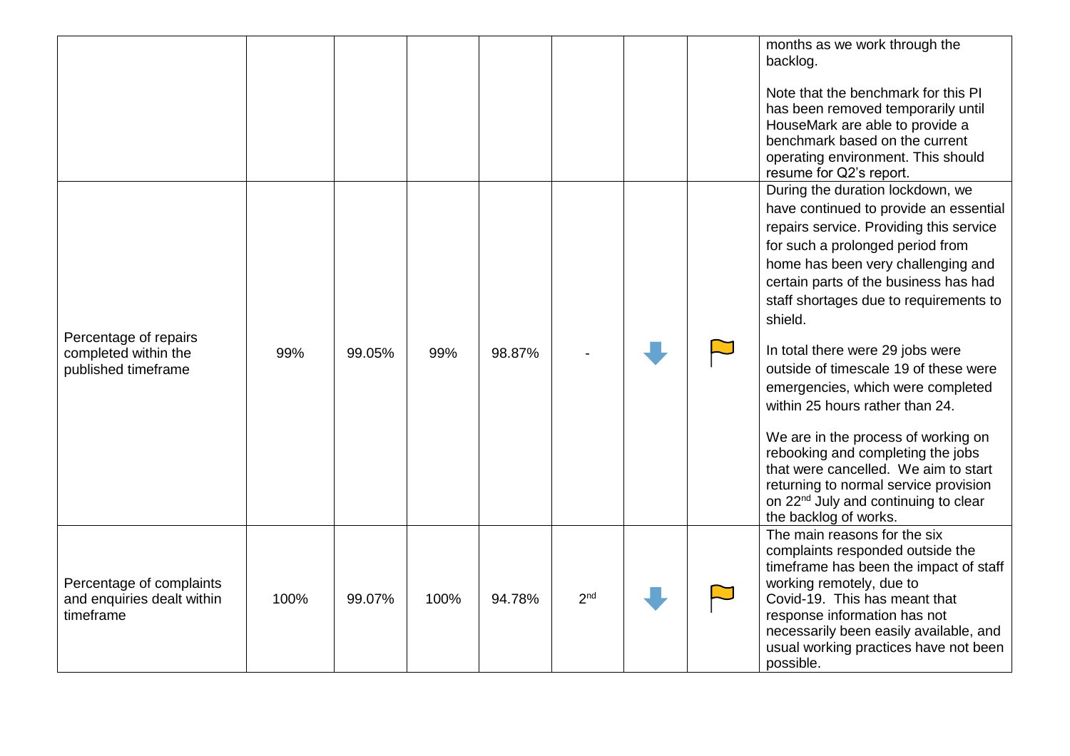|  |  |  |  |  |  |  |  |  |
|---|---|---|---|---|---|---|---|---|
|  |  |  |  |  |  |  |  | months as we work through the backlog.<br><br>Note that the benchmark for this PI has been removed temporarily until HouseMark are able to provide a benchmark based on the current operating environment. This should resume for Q2's report. |
| Percentage of repairs completed within the published timeframe | 99% | 99.05% | 99% | 98.87% | - | ⬇ | 🚩 | During the duration lockdown, we have continued to provide an essential repairs service. Providing this service for such a prolonged period from home has been very challenging and certain parts of the business has had staff shortages due to requirements to shield.<br><br>In total there were 29 jobs were outside of timescale 19 of these were emergencies, which were completed within 25 hours rather than 24.<br><br>We are in the process of working on rebooking and completing the jobs that were cancelled. We aim to start returning to normal service provision on 22nd July and continuing to clear the backlog of works. |
| Percentage of complaints and enquiries dealt within timeframe | 100% | 99.07% | 100% | 94.78% | 2nd | ⬇ | 🚩 | The main reasons for the six complaints responded outside the timeframe has been the impact of staff working remotely, due to Covid-19. This has meant that response information has not necessarily been easily available, and usual working practices have not been possible. |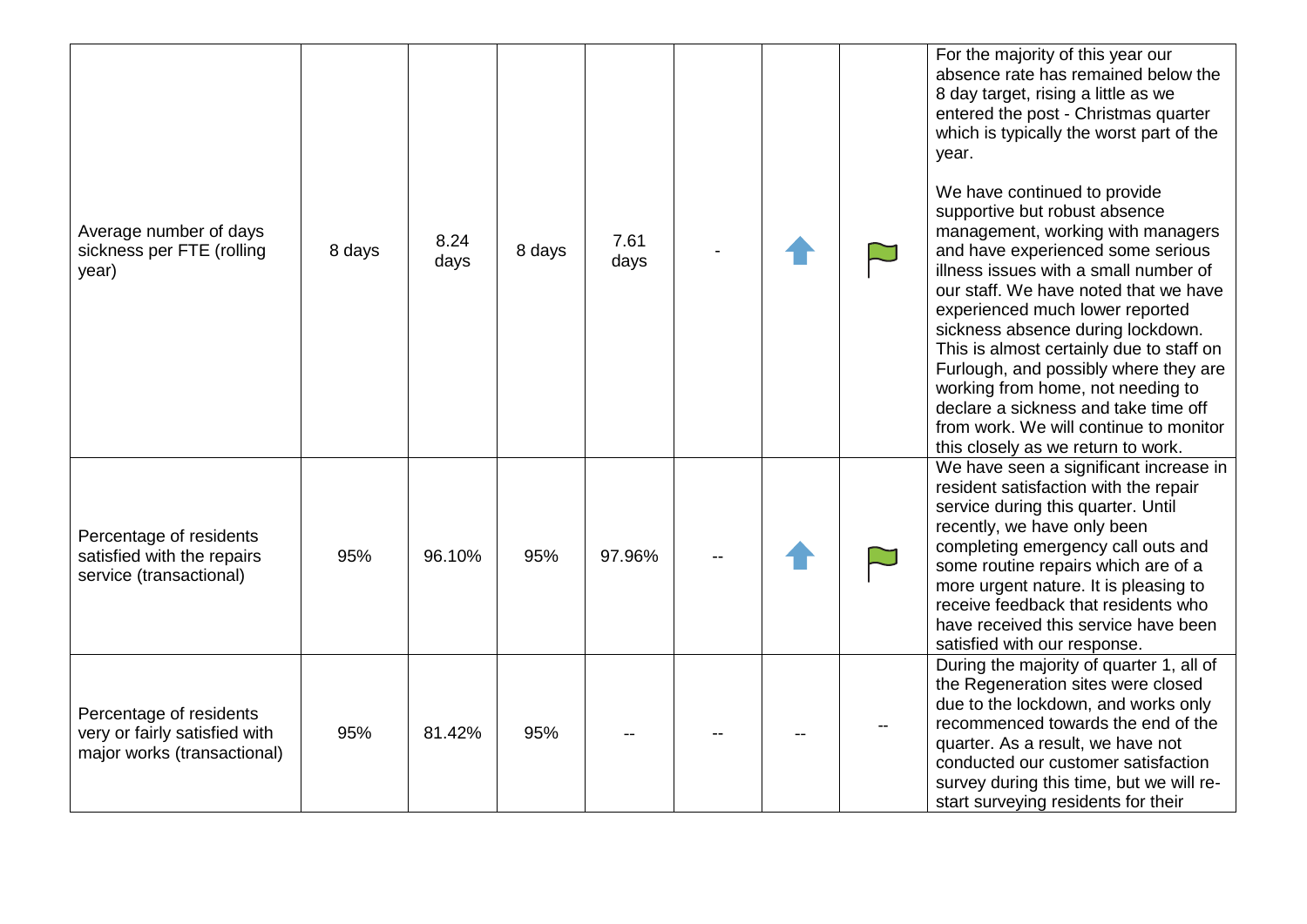| | | | | | | | | |
|---|---|---|---|---|---|---|---|---|
| Average number of days sickness per FTE (rolling year) | 8 days | 8.24 days | 8 days | 7.61 days | - | ⬆ | 🏳 | For the majority of this year our absence rate has remained below the 8 day target, rising a little as we entered the post - Christmas quarter which is typically the worst part of the year.<br><br>We have continued to provide supportive but robust absence management, working with managers and have experienced some serious illness issues with a small number of our staff. We have noted that we have experienced much lower reported sickness absence during lockdown. This is almost certainly due to staff on Furlough, and possibly where they are working from home, not needing to declare a sickness and take time off from work. We will continue to monitor this closely as we return to work. |
| Percentage of residents satisfied with the repairs service (transactional) | 95% | 96.10% | 95% | 97.96% | -- | ⬆ | 🏳 | We have seen a significant increase in resident satisfaction with the repair service during this quarter. Until recently, we have only been completing emergency call outs and some routine repairs which are of a more urgent nature. It is pleasing to receive feedback that residents who have received this service have been satisfied with our response. |
| Percentage of residents very or fairly satisfied with major works (transactional) | 95% | 81.42% | 95% | -- | -- | -- | -- | During the majority of quarter 1, all of the Regeneration sites were closed due to the lockdown, and works only recommenced towards the end of the quarter. As a result, we have not conducted our customer satisfaction survey during this time, but we will re-start surveying residents for their |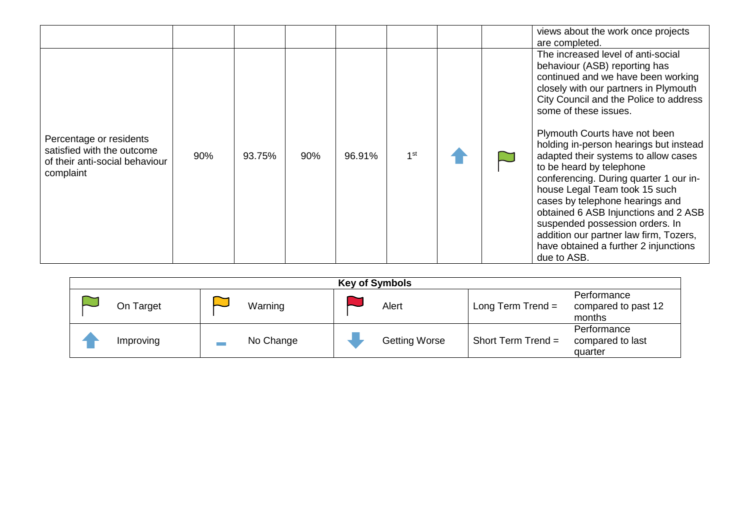| | | | | | | | | |
|---|---|---|---|---|---|---|---|---|
| | | | | | | | | views about the work once projects are completed. |
| Percentage or residents satisfied with the outcome of their anti-social behaviour complaint | 90% | 93.75% | 90% | 96.91% | 1st | Improving | On Target | The increased level of anti-social behaviour (ASB) reporting has continued and we have been working closely with our partners in Plymouth City Council and the Police to address some of these issues.<br><br>Plymouth Courts have not been holding in-person hearings but instead adapted their systems to allow cases to be heard by telephone conferencing. During quarter 1 our in-house Legal Team took 15 such cases by telephone hearings and obtained 6 ASB Injunctions and 2 ASB suspended possession orders. In addition our partner law firm, Tozers, have obtained a further 2 injunctions due to ASB. |

| Key of Symbols | | | | |
|---|---|---|---|---|
| On Target | Warning | Alert | Long Term Trend = | Performance compared to past 12 months |
| Improving | No Change | Getting Worse | Short Term Trend = | Performance compared to last quarter |